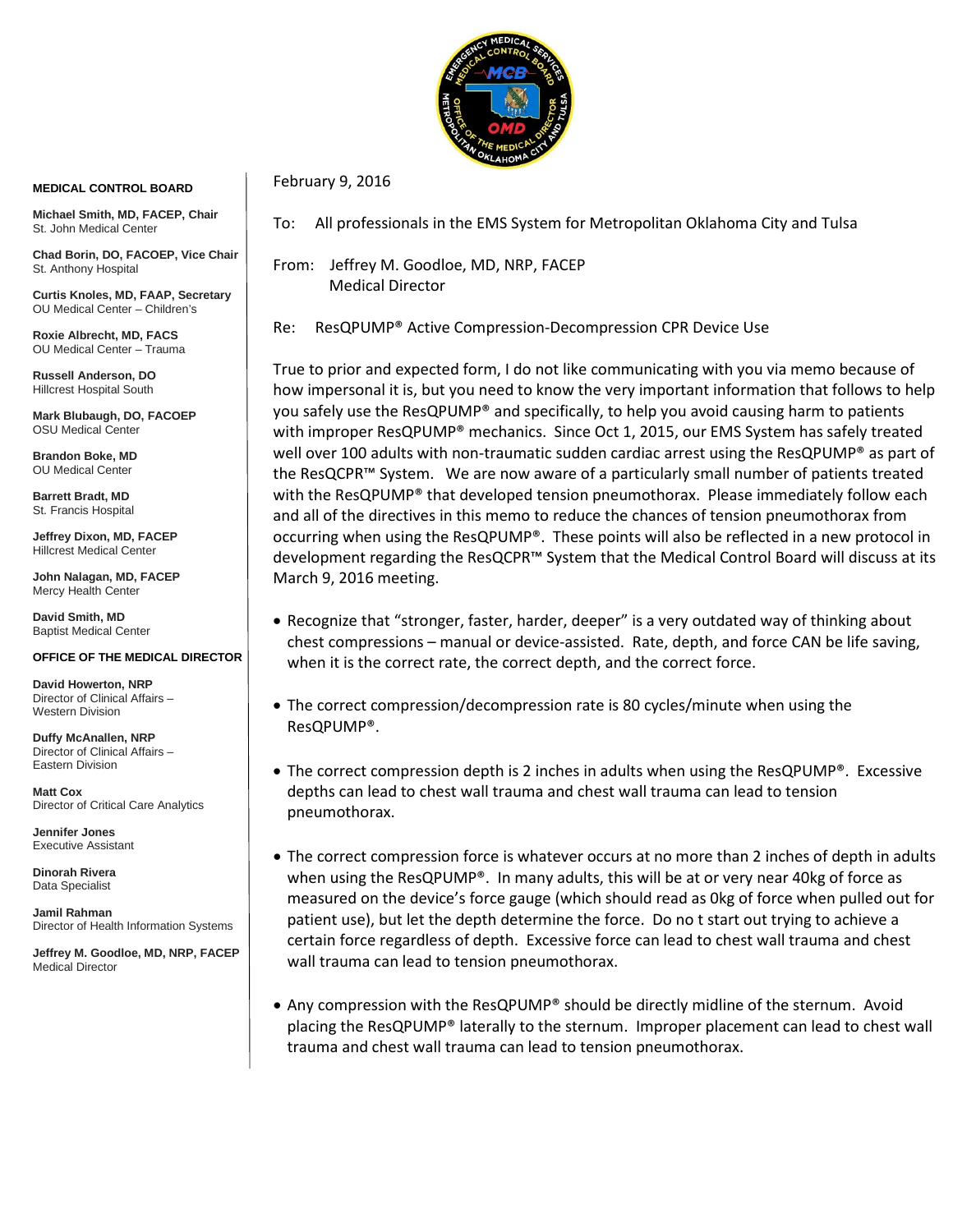**MEDICAL CONTROL BOARD**

**Michael Smith, MD, FACEP, Chair**
St. John Medical Center

**Chad Borin, DO, FACOEP, Vice Chair**
St. Anthony Hospital

**Curtis Knoles, MD, FAAP, Secretary**
OU Medical Center – Children's

**Roxie Albrecht, MD, FACS**
OU Medical Center – Trauma

**Russell Anderson, DO**
Hillcrest Hospital South

**Mark Blubaugh, DO, FACOEP**
OSU Medical Center

**Brandon Boke, MD**
OU Medical Center

**Barrett Bradt, MD**
St. Francis Hospital

**Jeffrey Dixon, MD, FACEP**
Hillcrest Medical Center

**John Nalagan, MD, FACEP**
Mercy Health Center

**David Smith, MD**
Baptist Medical Center

**OFFICE OF THE MEDICAL DIRECTOR**

**David Howerton, NRP**
Director of Clinical Affairs – Western Division

**Duffy McAnallen, NRP**
Director of Clinical Affairs – Eastern Division

**Matt Cox**
Director of Critical Care Analytics

**Jennifer Jones**
Executive Assistant

**Dinorah Rivera**
Data Specialist

**Jamil Rahman**
Director of Health Information Systems

**Jeffrey M. Goodloe, MD, NRP, FACEP**
Medical Director

---

February 9, 2016

To: All professionals in the EMS System for Metropolitan Oklahoma City and Tulsa

From: Jeffrey M. Goodloe, MD, NRP, FACEP
Medical Director

Re: ResQPUMP® Active Compression-Decompression CPR Device Use

True to prior and expected form, I do not like communicating with you via memo because of how impersonal it is, but you need to know the very important information that follows to help you safely use the ResQPUMP® and specifically, to help you avoid causing harm to patients with improper ResQPUMP® mechanics. Since Oct 1, 2015, our EMS System has safely treated well over 100 adults with non-traumatic sudden cardiac arrest using the ResQPUMP® as part of the ResQCPR™ System. We are now aware of a particularly small number of patients treated with the ResQPUMP® that developed tension pneumothorax. Please immediately follow each and all of the directives in this memo to reduce the chances of tension pneumothorax from occurring when using the ResQPUMP®. These points will also be reflected in a new protocol in development regarding the ResQCPR™ System that the Medical Control Board will discuss at its March 9, 2016 meeting.

- Recognize that "stronger, faster, harder, deeper" is a very outdated way of thinking about chest compressions – manual or device-assisted. Rate, depth, and force CAN be life saving, when it is the correct rate, the correct depth, and the correct force.

- The correct compression/decompression rate is 80 cycles/minute when using the ResQPUMP®.

- The correct compression depth is 2 inches in adults when using the ResQPUMP®. Excessive depths can lead to chest wall trauma and chest wall trauma can lead to tension pneumothorax.

- The correct compression force is whatever occurs at no more than 2 inches of depth in adults when using the ResQPUMP®. In many adults, this will be at or very near 40kg of force as measured on the device's force gauge (which should read as 0kg of force when pulled out for patient use), but let the depth determine the force. Do no t start out trying to achieve a certain force regardless of depth. Excessive force can lead to chest wall trauma and chest wall trauma can lead to tension pneumothorax.

- Any compression with the ResQPUMP® should be directly midline of the sternum. Avoid placing the ResQPUMP® laterally to the sternum. Improper placement can lead to chest wall trauma and chest wall trauma can lead to tension pneumothorax.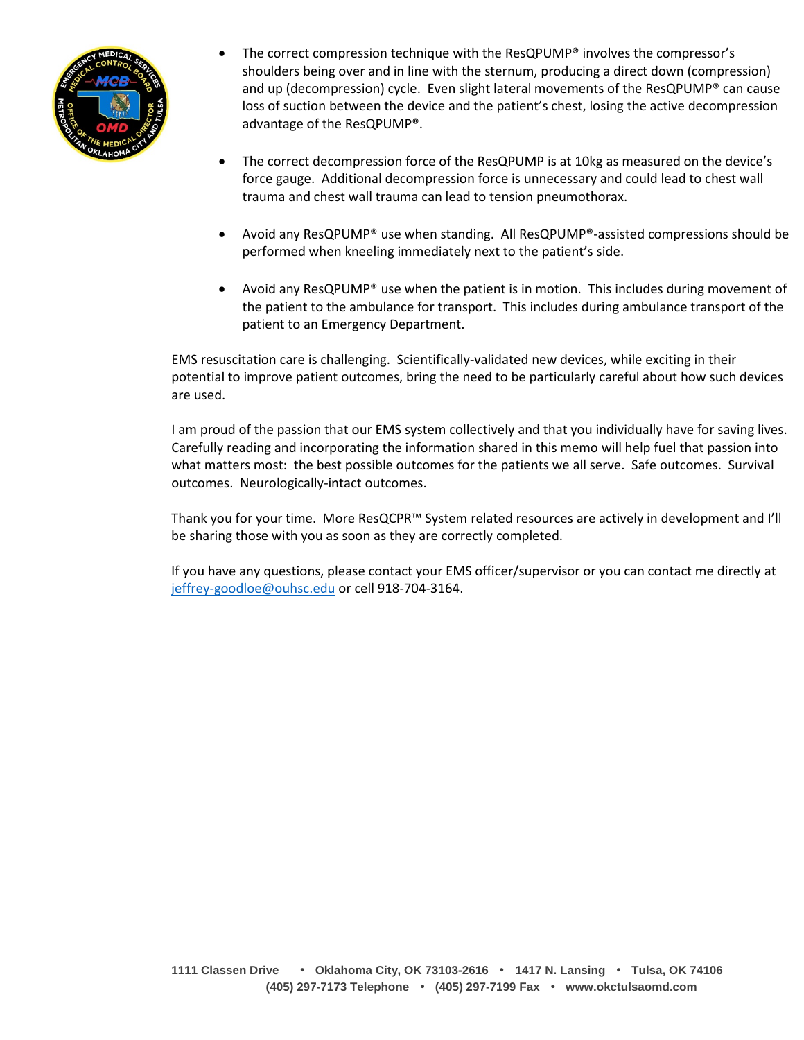- The correct compression technique with the ResQPUMP® involves the compressor's shoulders being over and in line with the sternum, producing a direct down (compression) and up (decompression) cycle. Even slight lateral movements of the ResQPUMP® can cause loss of suction between the device and the patient's chest, losing the active decompression advantage of the ResQPUMP®.

- The correct decompression force of the ResQPUMP is at 10kg as measured on the device's force gauge. Additional decompression force is unnecessary and could lead to chest wall trauma and chest wall trauma can lead to tension pneumothorax.

- Avoid any ResQPUMP® use when standing. All ResQPUMP®-assisted compressions should be performed when kneeling immediately next to the patient's side.

- Avoid any ResQPUMP® use when the patient is in motion. This includes during movement of the patient to the ambulance for transport. This includes during ambulance transport of the patient to an Emergency Department.

EMS resuscitation care is challenging. Scientifically-validated new devices, while exciting in their potential to improve patient outcomes, bring the need to be particularly careful about how such devices are used.

I am proud of the passion that our EMS system collectively and that you individually have for saving lives. Carefully reading and incorporating the information shared in this memo will help fuel that passion into what matters most: the best possible outcomes for the patients we all serve. Safe outcomes. Survival outcomes. Neurologically-intact outcomes.

Thank you for your time. More ResQCPR™ System related resources are actively in development and I'll be sharing those with you as soon as they are correctly completed.

If you have any questions, please contact your EMS officer/supervisor or you can contact me directly at jeffrey-goodloe@ouhsc.edu or cell 918-704-3164.